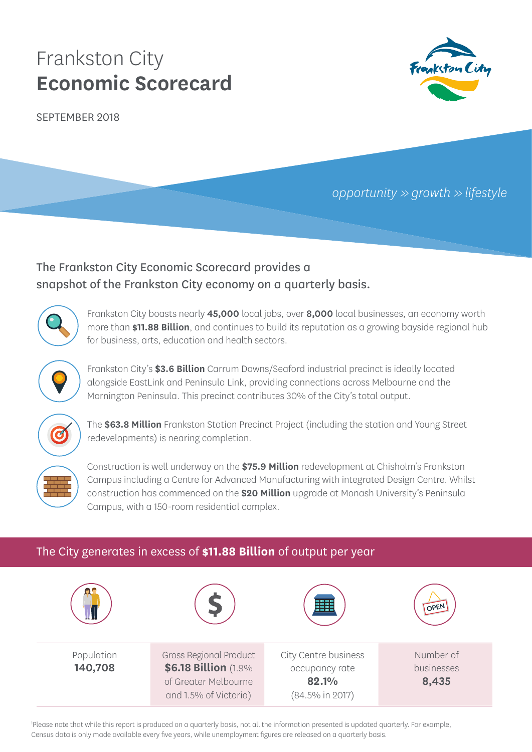# Frankston City
# Economic Scorecard

SEPTEMBER 2018

*opportunity » growth » lifestyle*

The Frankston City Economic Scorecard provides a snapshot of the Frankston City economy on a quarterly basis.

Frankston City boasts nearly **45,000** local jobs, over **8,000** local businesses, an economy worth more than **$11.88 Billion**, and continues to build its reputation as a growing bayside regional hub for business, arts, education and health sectors.

Frankston City's **$3.6 Billion** Carrum Downs/Seaford industrial precinct is ideally located alongside EastLink and Peninsula Link, providing connections across Melbourne and the Mornington Peninsula. This precinct contributes 30% of the City's total output.

The **$63.8 Million** Frankston Station Precinct Project (including the station and Young Street redevelopments) is nearing completion.

Construction is well underway on the **$75.9 Million** redevelopment at Chisholm's Frankston Campus including a Centre for Advanced Manufacturing with integrated Design Centre. Whilst construction has commenced on the **$20 Million** upgrade at Monash University's Peninsula Campus, with a 150-room residential complex.

## The City generates in excess of **$11.88 Billion** of output per year

| Population | Gross Regional Product | City Centre business occupancy rate | Number of businesses |
|---|---|---|---|
| **140,708** | **$6.18 Billion** (1.9% of Greater Melbourne and 1.5% of Victoria) | **82.1%** (84.5% in 2017) | **8,435** |

[1]Please note that while this report is produced on a quarterly basis, not all the information presented is updated quarterly. For example, Census data is only made available every five years, while unemployment figures are released on a quarterly basis.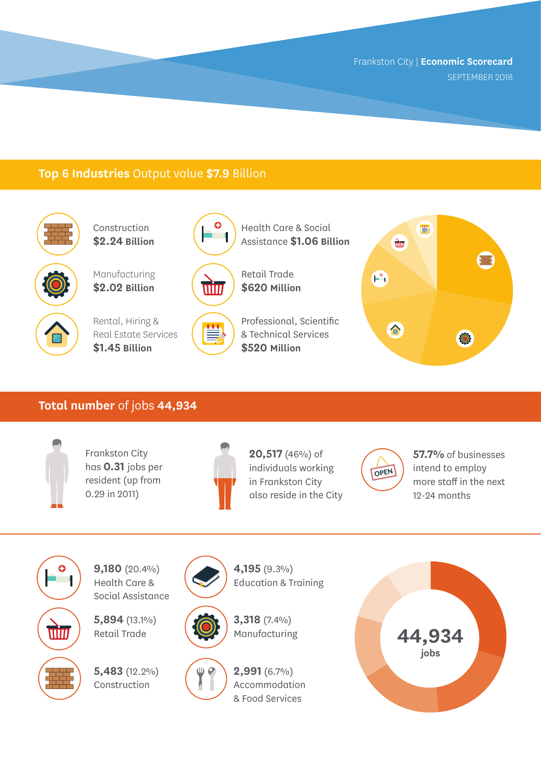Frankston City | **Economic Scorecard**
SEPTEMBER 2018

## **Top 6 Industries** Output value **$7.9** Billion

- Construction **$2.24 Billion**
- Manufacturing **$2.02 Billion**
- Rental, Hiring & Real Estate Services **$1.45 Billion**
- Health Care & Social Assistance **$1.06 Billion**
- Retail Trade **$620 Million**
- Professional, Scientific & Technical Services **$520 Million**

## **Total number** of jobs **44,934**

Frankston City has **0.31** jobs per resident (up from 0.29 in 2011)

**20,517** (46%) of individuals working in Frankston City also reside in the City

**57.7%** of businesses intend to employ more staff in the next 12-24 months

- **9,180** (20.4%) Health Care & Social Assistance
- **5,894** (13.1%) Retail Trade
- **5,483** (12.2%) Construction
- **4,195** (9.3%) Education & Training
- **3,318** (7.4%) Manufacturing
- **2,991** (6.7%) Accommodation & Food Services

**44,934** jobs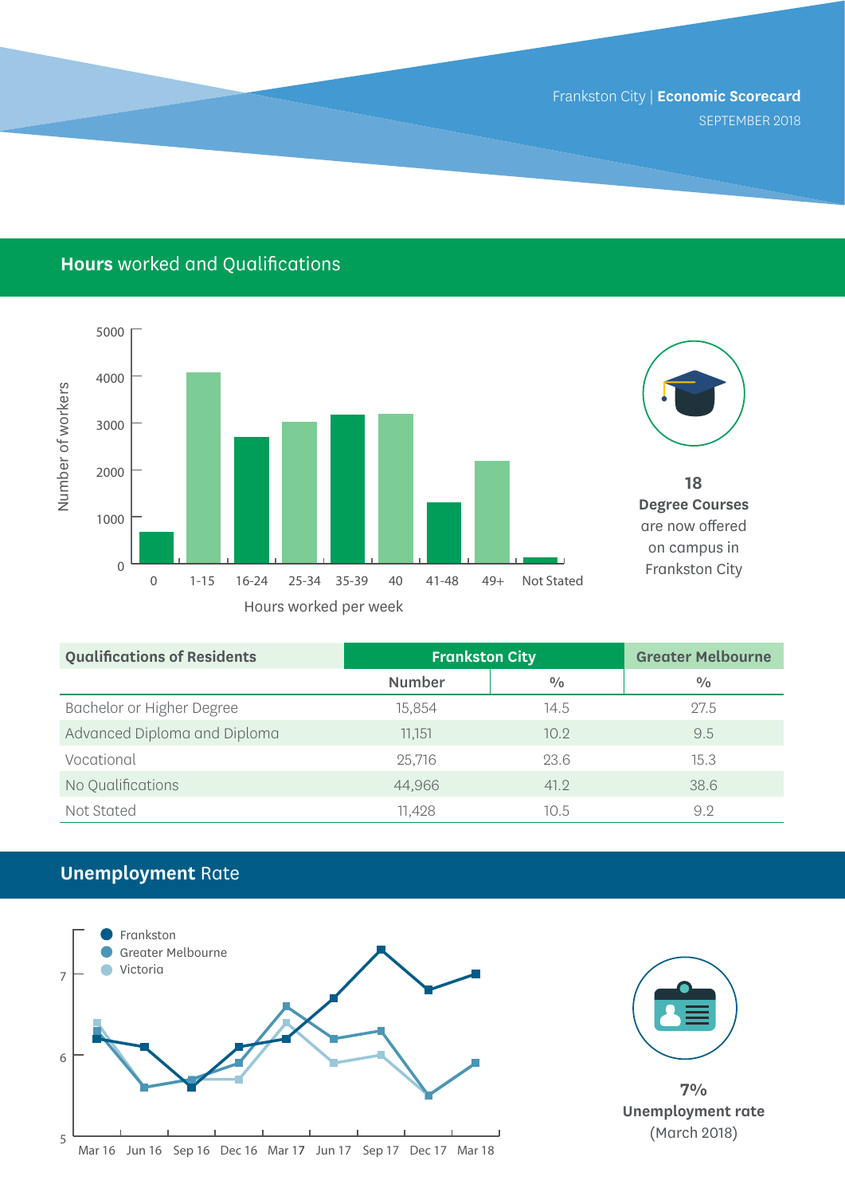## **Hours** worked and Qualifications

Number of workers

Hours worked per week

| Hours worked per week | Number of workers (approx.) |
|---|---|
| 0 | ~650 |
| 1-15 | ~4,100 |
| 16-24 | ~2,700 |
| 25-34 | ~3,000 |
| 35-39 | ~3,150 |
| 40 | ~3,200 |
| 41-48 | ~1,300 |
| 49+ | ~2,200 |
| Not Stated | ~100 |

**18**
**Degree Courses**
are now offered on campus in Frankston City

| Qualifications of Residents | Frankston City | | Greater Melbourne |
|---|---|---|---|
| | Number | % | % |
| Bachelor or Higher Degree | 15,854 | 14.5 | 27.5 |
| Advanced Diploma and Diploma | 11,151 | 10.2 | 9.5 |
| Vocational | 25,716 | 23.6 | 15.3 |
| No Qualifications | 44,966 | 41.2 | 38.6 |
| Not Stated | 11,428 | 10.5 | 9.2 |

## **Unemployment** Rate

| Quarter | Frankston (approx. %) | Greater Melbourne (approx. %) | Victoria (approx. %) |
|---|---|---|---|
| Mar 16 | 6.2 | 6.3 | 6.4 |
| Jun 16 | 6.1 | 5.6 | 5.6 |
| Sep 16 | 5.6 | 5.7 | 5.7 |
| Dec 16 | 6.1 | 5.9 | 5.7 |
| Mar 17 | 6.2 | 6.6 | 6.4 |
| Jun 17 | 6.7 | 6.2 | 5.9 |
| Sep 17 | 7.3 | 6.3 | 6.0 |
| Dec 17 | 6.8 | 5.5 | 5.5 |
| Mar 18 | 7.0 | 5.9 | 5.9 |

**7%**
**Unemployment rate**
(March 2018)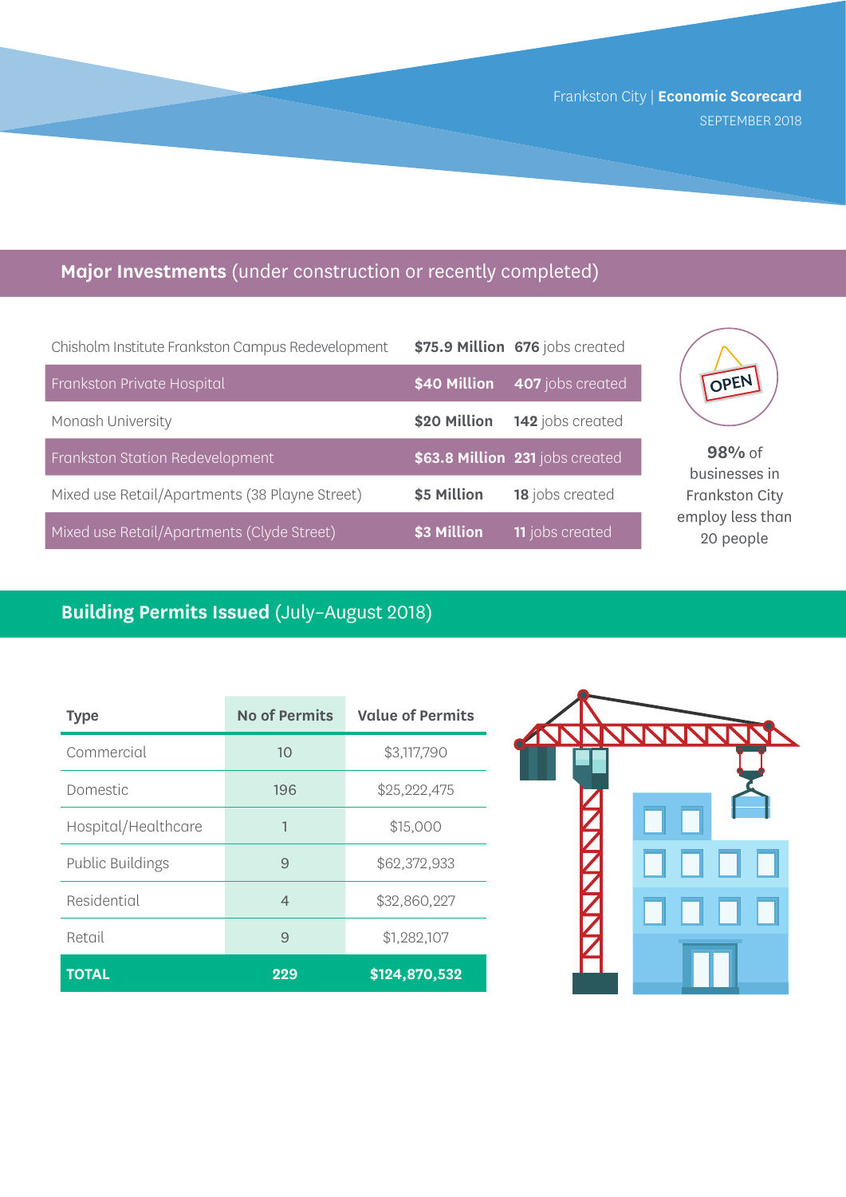Frankston City | **Economic Scorecard**
SEPTEMBER 2018

## **Major Investments** (under construction or recently completed)

| Project | Investment | Jobs |
| --- | --- | --- |
| Chisholm Institute Frankston Campus Redevelopment | **$75.9 Million** | **676** jobs created |
| Frankston Private Hospital | **$40 Million** | **407** jobs created |
| Monash University | **$20 Million** | **142** jobs created |
| Frankston Station Redevelopment | **$63.8 Million** | **231** jobs created |
| Mixed use Retail/Apartments (38 Playne Street) | **$5 Million** | **18** jobs created |
| Mixed use Retail/Apartments (Clyde Street) | **$3 Million** | **11** jobs created |

**98%** of businesses in Frankston City employ less than 20 people

## **Building Permits Issued** (July–August 2018)

| Type | No of Permits | Value of Permits |
| --- | --- | --- |
| Commercial | 10 | $3,117,790 |
| Domestic | 196 | $25,222,475 |
| Hospital/Healthcare | 1 | $15,000 |
| Public Buildings | 9 | $62,372,933 |
| Residential | 4 | $32,860,227 |
| Retail | 9 | $1,282,107 |
| **TOTAL** | **229** | **$124,870,532** |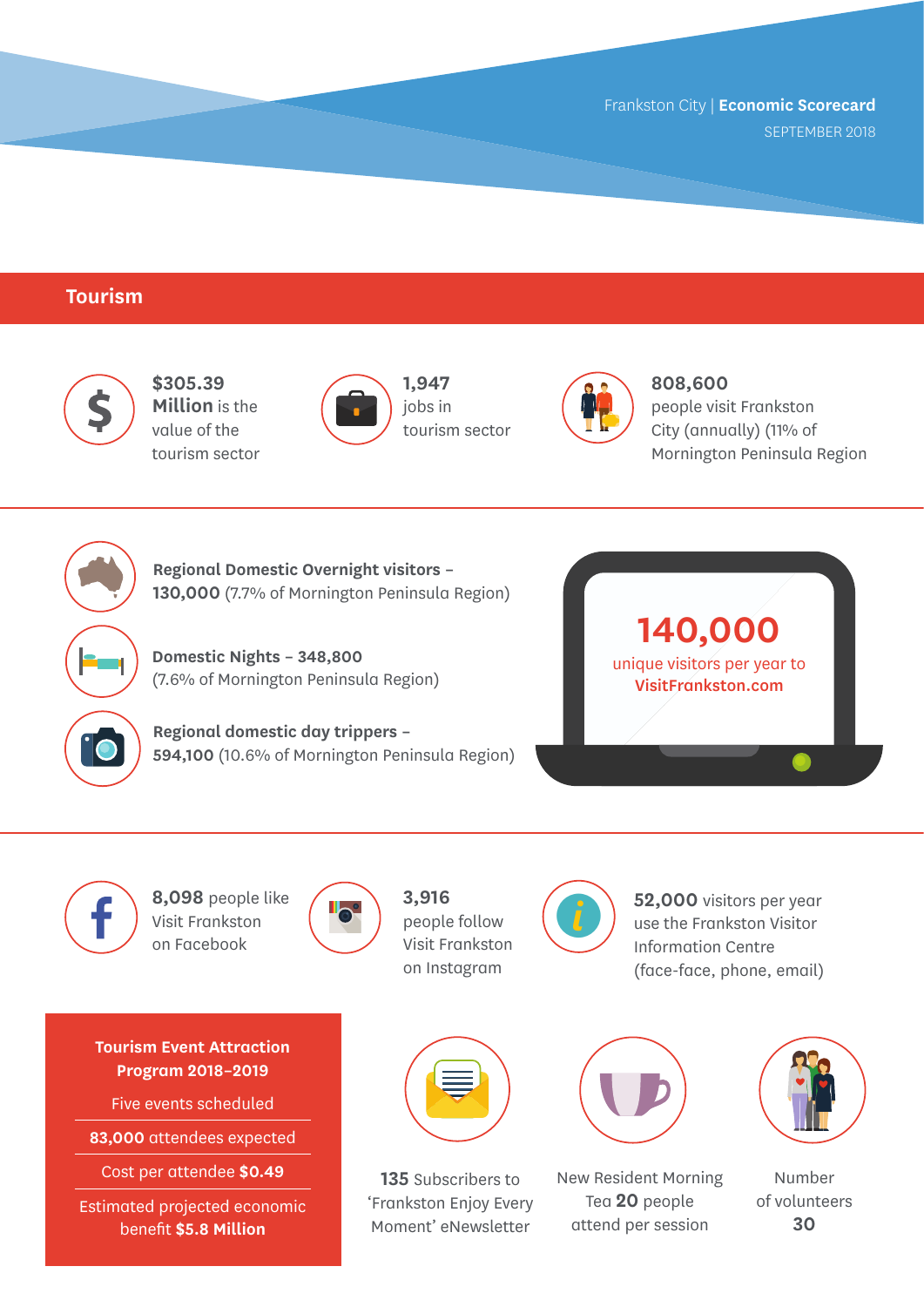Frankston City | **Economic Scorecard**
SEPTEMBER 2018

## Tourism

**$305.39 Million** is the value of the tourism sector

**1,947** jobs in tourism sector

**808,600** people visit Frankston City (annually) (11% of Mornington Peninsula Region)

**Regional Domestic Overnight visitors – 130,000** (7.7% of Mornington Peninsula Region)

**Domestic Nights – 348,800** (7.6% of Mornington Peninsula Region)

**Regional domestic day trippers – 594,100** (10.6% of Mornington Peninsula Region)

**140,000** unique visitors per year to **VisitFrankston.com**

**8,098** people like Visit Frankston on Facebook

**3,916** people follow Visit Frankston on Instagram

**52,000** visitors per year use the Frankston Visitor Information Centre (face-face, phone, email)

**Tourism Event Attraction Program 2018–2019**

- Five events scheduled
- **83,000** attendees expected
- Cost per attendee **$0.49**
- Estimated projected economic benefit **$5.8 Million**

**135** Subscribers to 'Frankston Enjoy Every Moment' eNewsletter

New Resident Morning Tea **20** people attend per session

Number of volunteers **30**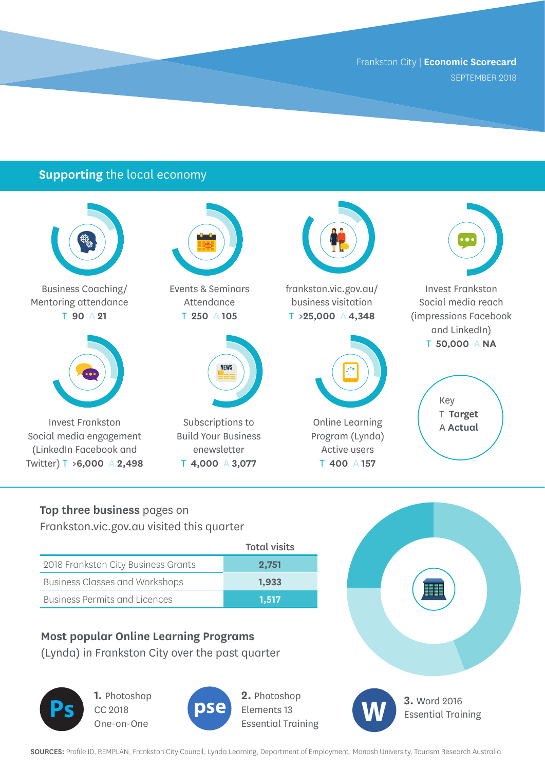Frankston City | **Economic Scorecard**
SEPTEMBER 2018

## **Supporting** the local economy

Business Coaching/ Mentoring attendance
T **90** A **21**

Events & Seminars Attendance
T **250** A **105**

frankston.vic.gov.au/ business visitation
T **>25,000** A **4,348**

Invest Frankston Social media reach (impressions Facebook and LinkedIn)
T **50,000** A **NA**

Invest Frankston Social media engagement (LinkedIn Facebook and Twitter) T **>6,000** A **2,498**

Subscriptions to Build Your Business enewsletter
T **4,000** A **3,077**

Online Learning Program (Lynda) Active users
T **400** A **157**

Key
T **Target**
A **Actual**

### **Top three business pages** on Frankston.vic.gov.au visited this quarter

| | Total visits |
|---|---|
| 2018 Frankston City Business Grants | **2,751** |
| Business Classes and Workshops | **1,933** |
| Business Permits and Licences | **1,517** |

### **Most popular Online Learning Programs** (Lynda) in Frankston City over the past quarter

**1.** Photoshop CC 2018 One-on-One

**2.** Photoshop Elements 13 Essential Training

**3.** Word 2016 Essential Training

**SOURCES:** Profile ID, REMPLAN, Frankston City Council, Lynda Learning, Department of Employment, Monash University, Tourism Research Australia